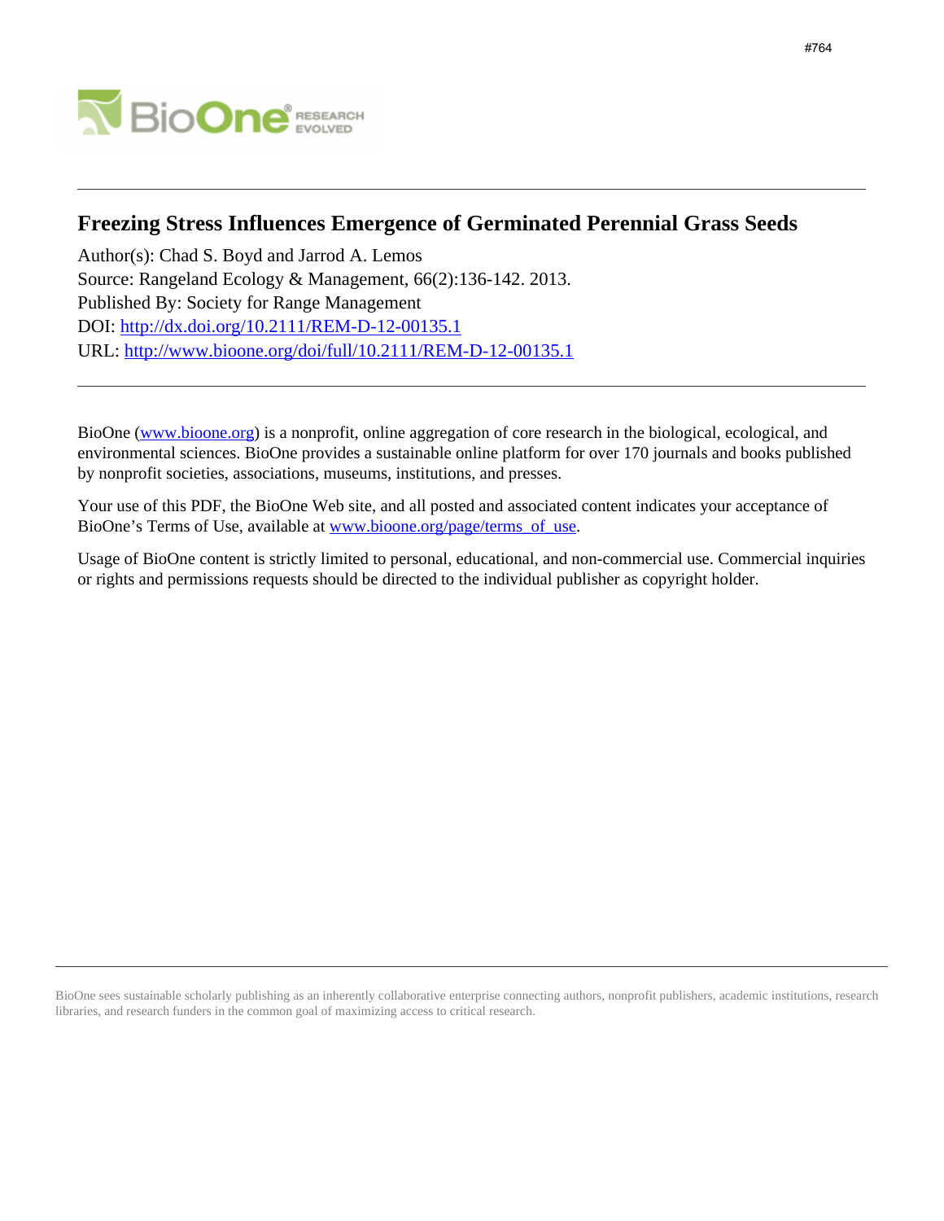#764

# Freezing Stress Influences Emergence of Germinated Perennial Grass Seeds

Author(s): Chad S. Boyd and Jarrod A. Lemos
Source: Rangeland Ecology & Management, 66(2):136-142. 2013.
Published By: Society for Range Management
DOI: http://dx.doi.org/10.2111/REM-D-12-00135.1
URL: http://www.bioone.org/doi/full/10.2111/REM-D-12-00135.1

---

BioOne (www.bioone.org) is a nonprofit, online aggregation of core research in the biological, ecological, and environmental sciences. BioOne provides a sustainable online platform for over 170 journals and books published by nonprofit societies, associations, museums, institutions, and presses.

Your use of this PDF, the BioOne Web site, and all posted and associated content indicates your acceptance of BioOne's Terms of Use, available at www.bioone.org/page/terms_of_use.

Usage of BioOne content is strictly limited to personal, educational, and non-commercial use. Commercial inquiries or rights and permissions requests should be directed to the individual publisher as copyright holder.

---

BioOne sees sustainable scholarly publishing as an inherently collaborative enterprise connecting authors, nonprofit publishers, academic institutions, research libraries, and research funders in the common goal of maximizing access to critical research.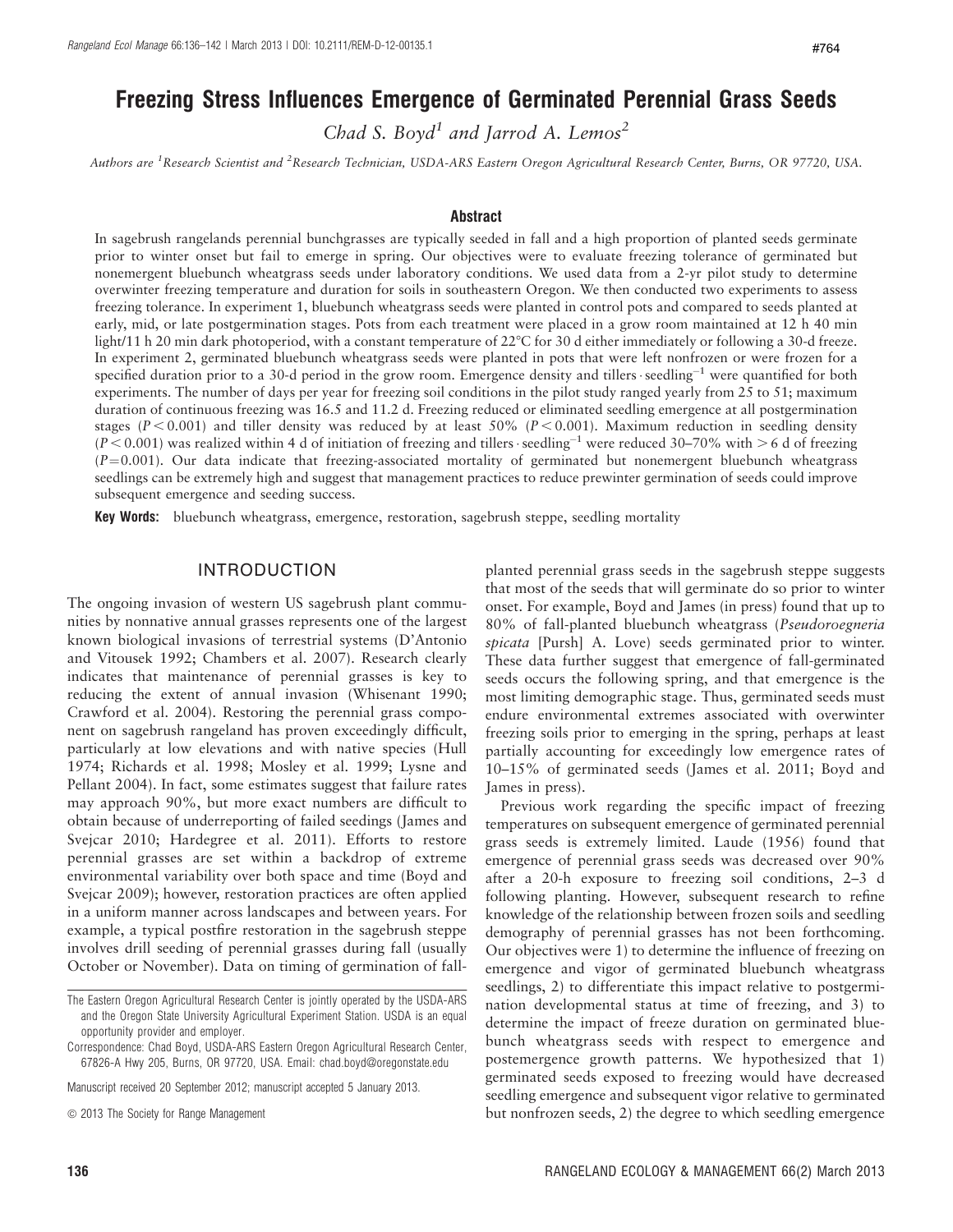# Freezing Stress Influences Emergence of Germinated Perennial Grass Seeds

*Chad S. Boyd*[1] *and Jarrod A. Lemos*[2]

*Authors are* [1]*Research Scientist and* [2]*Research Technician, USDA-ARS Eastern Oregon Agricultural Research Center, Burns, OR 97720, USA.*

## Abstract

In sagebrush rangelands perennial bunchgrasses are typically seeded in fall and a high proportion of planted seeds germinate prior to winter onset but fail to emerge in spring. Our objectives were to evaluate freezing tolerance of germinated but nonemergent bluebunch wheatgrass seeds under laboratory conditions. We used data from a 2-yr pilot study to determine overwinter freezing temperature and duration for soils in southeastern Oregon. We then conducted two experiments to assess freezing tolerance. In experiment 1, bluebunch wheatgrass seeds were planted in control pots and compared to seeds planted at early, mid, or late postgermination stages. Pots from each treatment were placed in a grow room maintained at 12 h 40 min light/11 h 20 min dark photoperiod, with a constant temperature of 22°C for 30 d either immediately or following a 30-d freeze. In experiment 2, germinated bluebunch wheatgrass seeds were planted in pots that were left nonfrozen or were frozen for a specified duration prior to a 30-d period in the grow room. Emergence density and tillers · seedling$^{-1}$ were quantified for both experiments. The number of days per year for freezing soil conditions in the pilot study ranged yearly from 25 to 51; maximum duration of continuous freezing was 16.5 and 11.2 d. Freezing reduced or eliminated seedling emergence at all postgermination stages ($P < 0.001$) and tiller density was reduced by at least 50% ($P < 0.001$). Maximum reduction in seedling density ($P < 0.001$) was realized within 4 d of initiation of freezing and tillers · seedling$^{-1}$ were reduced 30–70% with > 6 d of freezing ($P = 0.001$). Our data indicate that freezing-associated mortality of germinated but nonemergent bluebunch wheatgrass seedlings can be extremely high and suggest that management practices to reduce prewinter germination of seeds could improve subsequent emergence and seeding success.

**Key Words:** bluebunch wheatgrass, emergence, restoration, sagebrush steppe, seedling mortality

## INTRODUCTION

The ongoing invasion of western US sagebrush plant communities by nonnative annual grasses represents one of the largest known biological invasions of terrestrial systems (D'Antonio and Vitousek 1992; Chambers et al. 2007). Research clearly indicates that maintenance of perennial grasses is key to reducing the extent of annual invasion (Whisenant 1990; Crawford et al. 2004). Restoring the perennial grass component on sagebrush rangeland has proven exceedingly difficult, particularly at low elevations and with native species (Hull 1974; Richards et al. 1998; Mosley et al. 1999; Lysne and Pellant 2004). In fact, some estimates suggest that failure rates may approach 90%, but more exact numbers are difficult to obtain because of underreporting of failed seedings (James and Svejcar 2010; Hardegree et al. 2011). Efforts to restore perennial grasses are set within a backdrop of extreme environmental variability over both space and time (Boyd and Svejcar 2009); however, restoration practices are often applied in a uniform manner across landscapes and between years. For example, a typical postfire restoration in the sagebrush steppe involves drill seeding of perennial grasses during fall (usually October or November). Data on timing of germination of fall-planted perennial grass seeds in the sagebrush steppe suggests that most of the seeds that will germinate do so prior to winter onset. For example, Boyd and James (in press) found that up to 80% of fall-planted bluebunch wheatgrass (*Pseudoroegneria spicata* [Pursh] A. Love) seeds germinated prior to winter. These data further suggest that emergence of fall-germinated seeds occurs the following spring, and that emergence is the most limiting demographic stage. Thus, germinated seeds must endure environmental extremes associated with overwinter freezing soils prior to emerging in the spring, perhaps at least partially accounting for exceedingly low emergence rates of 10–15% of germinated seeds (James et al. 2011; Boyd and James in press).

Previous work regarding the specific impact of freezing temperatures on subsequent emergence of germinated perennial grass seeds is extremely limited. Laude (1956) found that emergence of perennial grass seeds was decreased over 90% after a 20-h exposure to freezing soil conditions, 2–3 d following planting. However, subsequent research to refine knowledge of the relationship between frozen soils and seedling demography of perennial grasses has not been forthcoming. Our objectives were 1) to determine the influence of freezing on emergence and vigor of germinated bluebunch wheatgrass seedlings, 2) to differentiate this impact relative to postgermination developmental status at time of freezing, and 3) to determine the impact of freeze duration on germinated bluebunch wheatgrass seeds with respect to emergence and postemergence growth patterns. We hypothesized that 1) germinated seeds exposed to freezing would have decreased seedling emergence and subsequent vigor relative to germinated but nonfrozen seeds, 2) the degree to which seedling emergence

The Eastern Oregon Agricultural Research Center is jointly operated by the USDA-ARS and the Oregon State University Agricultural Experiment Station. USDA is an equal opportunity provider and employer.

Correspondence: Chad Boyd, USDA-ARS Eastern Oregon Agricultural Research Center, 67826-A Hwy 205, Burns, OR 97720, USA. Email: chad.boyd@oregonstate.edu

Manuscript received 20 September 2012; manuscript accepted 5 January 2013.

© 2013 The Society for Range Management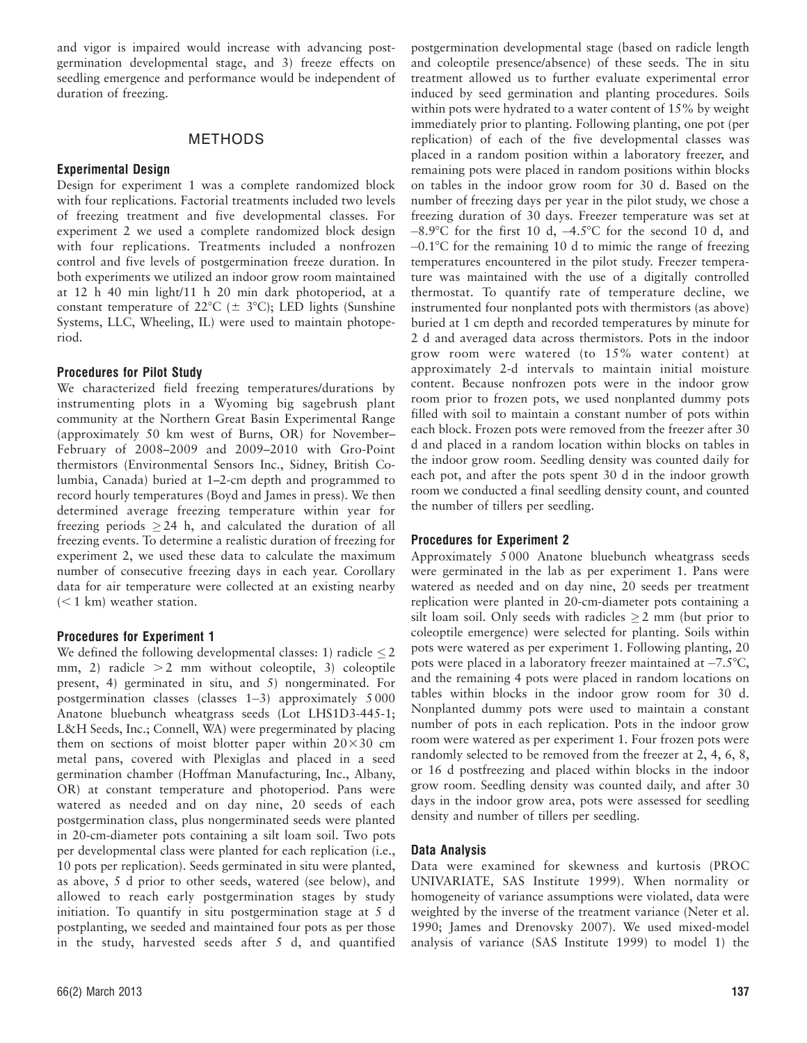and vigor is impaired would increase with advancing postgermination developmental stage, and 3) freeze effects on seedling emergence and performance would be independent of duration of freezing.

## METHODS

### Experimental Design

Design for experiment 1 was a complete randomized block with four replications. Factorial treatments included two levels of freezing treatment and five developmental classes. For experiment 2 we used a complete randomized block design with four replications. Treatments included a nonfrozen control and five levels of postgermination freeze duration. In both experiments we utilized an indoor grow room maintained at 12 h 40 min light/11 h 20 min dark photoperiod, at a constant temperature of 22°C (± 3°C); LED lights (Sunshine Systems, LLC, Wheeling, IL) were used to maintain photoperiod.

### Procedures for Pilot Study

We characterized field freezing temperatures/durations by instrumenting plots in a Wyoming big sagebrush plant community at the Northern Great Basin Experimental Range (approximately 50 km west of Burns, OR) for November–February of 2008–2009 and 2009–2010 with Gro-Point thermistors (Environmental Sensors Inc., Sidney, British Columbia, Canada) buried at 1–2-cm depth and programmed to record hourly temperatures (Boyd and James in press). We then determined average freezing temperature within year for freezing periods ≥ 24 h, and calculated the duration of all freezing events. To determine a realistic duration of freezing for experiment 2, we used these data to calculate the maximum number of consecutive freezing days in each year. Corollary data for air temperature were collected at an existing nearby (< 1 km) weather station.

### Procedures for Experiment 1

We defined the following developmental classes: 1) radicle ≤ 2 mm, 2) radicle > 2 mm without coleoptile, 3) coleoptile present, 4) germinated in situ, and 5) nongerminated. For postgermination classes (classes 1–3) approximately 5 000 Anatone bluebunch wheatgrass seeds (Lot LHS1D3-445-1; L&H Seeds, Inc.; Connell, WA) were pregerminated by placing them on sections of moist blotter paper within 20 × 30 cm metal pans, covered with Plexiglas and placed in a seed germination chamber (Hoffman Manufacturing, Inc., Albany, OR) at constant temperature and photoperiod. Pans were watered as needed and on day nine, 20 seeds of each postgermination class, plus nongerminated seeds were planted in 20-cm-diameter pots containing a silt loam soil. Two pots per developmental class were planted for each replication (i.e., 10 pots per replication). Seeds germinated in situ were planted, as above, 5 d prior to other seeds, watered (see below), and allowed to reach early postgermination stages by study initiation. To quantify in situ postgermination stage at 5 d postplanting, we seeded and maintained four pots as per those in the study, harvested seeds after 5 d, and quantified postgermination developmental stage (based on radicle length and coleoptile presence/absence) of these seeds. The in situ treatment allowed us to further evaluate experimental error induced by seed germination and planting procedures. Soils within pots were hydrated to a water content of 15% by weight immediately prior to planting. Following planting, one pot (per replication) of each of the five developmental classes was placed in a random position within a laboratory freezer, and remaining pots were placed in random positions within blocks on tables in the indoor grow room for 30 d. Based on the number of freezing days per year in the pilot study, we chose a freezing duration of 30 days. Freezer temperature was set at –8.9°C for the first 10 d, –4.5°C for the second 10 d, and –0.1°C for the remaining 10 d to mimic the range of freezing temperatures encountered in the pilot study. Freezer temperature was maintained with the use of a digitally controlled thermostat. To quantify rate of temperature decline, we instrumented four nonplanted pots with thermistors (as above) buried at 1 cm depth and recorded temperatures by minute for 2 d and averaged data across thermistors. Pots in the indoor grow room were watered (to 15% water content) at approximately 2-d intervals to maintain initial moisture content. Because nonfrozen pots were in the indoor grow room prior to frozen pots, we used nonplanted dummy pots filled with soil to maintain a constant number of pots within each block. Frozen pots were removed from the freezer after 30 d and placed in a random location within blocks on tables in the indoor grow room. Seedling density was counted daily for each pot, and after the pots spent 30 d in the indoor growth room we conducted a final seedling density count, and counted the number of tillers per seedling.

### Procedures for Experiment 2

Approximately 5 000 Anatone bluebunch wheatgrass seeds were germinated in the lab as per experiment 1. Pans were watered as needed and on day nine, 20 seeds per treatment replication were planted in 20-cm-diameter pots containing a silt loam soil. Only seeds with radicles ≥ 2 mm (but prior to coleoptile emergence) were selected for planting. Soils within pots were watered as per experiment 1. Following planting, 20 pots were placed in a laboratory freezer maintained at –7.5°C, and the remaining 4 pots were placed in random locations on tables within blocks in the indoor grow room for 30 d. Nonplanted dummy pots were used to maintain a constant number of pots in each replication. Pots in the indoor grow room were watered as per experiment 1. Four frozen pots were randomly selected to be removed from the freezer at 2, 4, 6, 8, or 16 d postfreezing and placed within blocks in the indoor grow room. Seedling density was counted daily, and after 30 days in the indoor grow area, pots were assessed for seedling density and number of tillers per seedling.

### Data Analysis

Data were examined for skewness and kurtosis (PROC UNIVARIATE, SAS Institute 1999). When normality or homogeneity of variance assumptions were violated, data were weighted by the inverse of the treatment variance (Neter et al. 1990; James and Drenovsky 2007). We used mixed-model analysis of variance (SAS Institute 1999) to model 1) the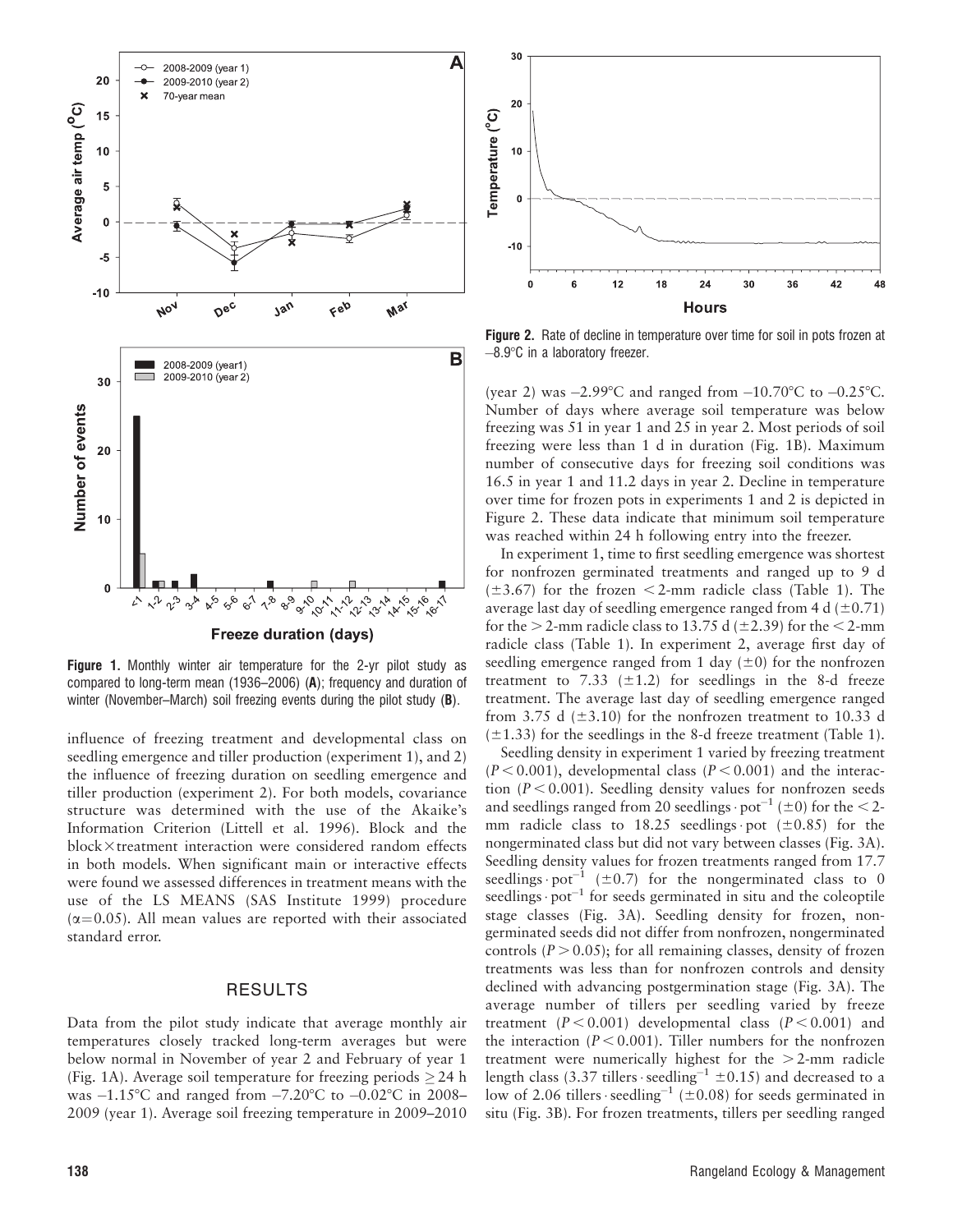Figure 1. Monthly winter air temperature for the 2-yr pilot study as compared to long-term mean (1936–2006) (**A**); frequency and duration of winter (November–March) soil freezing events during the pilot study (**B**).

Figure 2. Rate of decline in temperature over time for soil in pots frozen at –8.9°C in a laboratory freezer.

influence of freezing treatment and developmental class on seedling emergence and tiller production (experiment 1), and 2) the influence of freezing duration on seedling emergence and tiller production (experiment 2). For both models, covariance structure was determined with the use of the Akaike's Information Criterion (Littell et al. 1996). Block and the block×treatment interaction were considered random effects in both models. When significant main or interactive effects were found we assessed differences in treatment means with the use of the LS MEANS (SAS Institute 1999) procedure ($\alpha = 0.05$). All mean values are reported with their associated standard error.

## RESULTS

Data from the pilot study indicate that average monthly air temperatures closely tracked long-term averages but were below normal in November of year 2 and February of year 1 (Fig. 1A). Average soil temperature for freezing periods $\geq 24$ h was –1.15°C and ranged from –7.20°C to –0.02°C in 2008–2009 (year 1). Average soil freezing temperature in 2009–2010 (year 2) was –2.99°C and ranged from –10.70°C to –0.25°C. Number of days where average soil temperature was below freezing was 51 in year 1 and 25 in year 2. Most periods of soil freezing were less than 1 d in duration (Fig. 1B). Maximum number of consecutive days for freezing soil conditions was 16.5 in year 1 and 11.2 days in year 2. Decline in temperature over time for frozen pots in experiments 1 and 2 is depicted in Figure 2. These data indicate that minimum soil temperature was reached within 24 h following entry into the freezer.

In experiment 1, time to first seedling emergence was shortest for nonfrozen germinated treatments and ranged up to 9 d ($\pm 3.67$) for the frozen $<$ 2-mm radicle class (Table 1). The average last day of seedling emergence ranged from 4 d ($\pm 0.71$) for the $>$ 2-mm radicle class to 13.75 d ($\pm 2.39$) for the $<$ 2-mm radicle class (Table 1). In experiment 2, average first day of seedling emergence ranged from 1 day ($\pm 0$) for the nonfrozen treatment to 7.33 ($\pm 1.2$) for seedlings in the 8-d freeze treatment. The average last day of seedling emergence ranged from 3.75 d ($\pm 3.10$) for the nonfrozen treatment to 10.33 d ($\pm 1.33$) for the seedlings in the 8-d freeze treatment (Table 1).

Seedling density in experiment 1 varied by freezing treatment ($P < 0.001$), developmental class ($P < 0.001$) and the interaction ($P < 0.001$). Seedling density values for nonfrozen seeds and seedlings ranged from 20 seedlings · pot$^{-1}$ ($\pm 0$) for the $<$ 2-mm radicle class to 18.25 seedlings · pot ($\pm 0.85$) for the nongerminated class but did not vary between classes (Fig. 3A). Seedling density values for frozen treatments ranged from 17.7 seedlings · pot$^{-1}$ ($\pm 0.7$) for the nongerminated class to 0 seedlings · pot$^{-1}$ for seeds germinated in situ and the coleoptile stage classes (Fig. 3A). Seedling density for frozen, nongerminated seeds did not differ from nonfrozen, nongerminated controls ($P > 0.05$); for all remaining classes, density of frozen treatments was less than for nonfrozen controls and density declined with advancing postgermination stage (Fig. 3A). The average number of tillers per seedling varied by freeze treatment ($P < 0.001$) developmental class ($P < 0.001$) and the interaction ($P < 0.001$). Tiller numbers for the nonfrozen treatment were numerically highest for the $>$ 2-mm radicle length class (3.37 tillers · seedling$^{-1}$ $\pm 0.15$) and decreased to a low of 2.06 tillers · seedling$^{-1}$ ($\pm 0.08$) for seeds germinated in situ (Fig. 3B). For frozen treatments, tillers per seedling ranged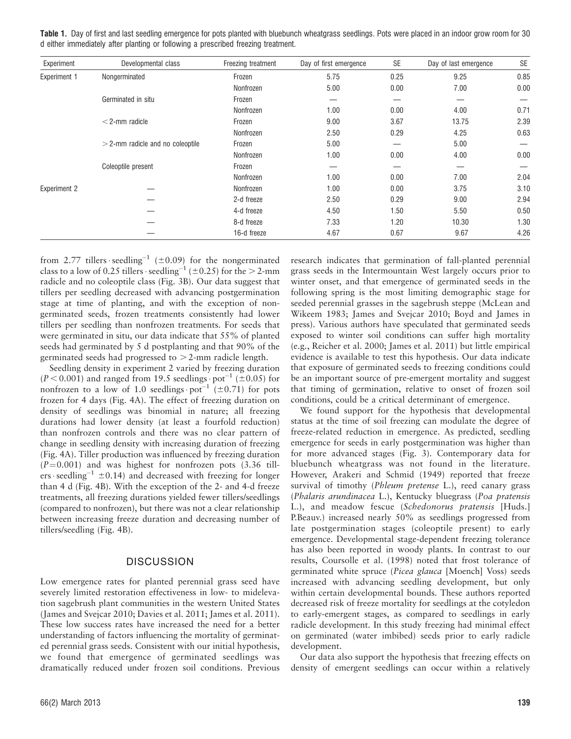**Table 1.** Day of first and last seedling emergence for pots planted with bluebunch wheatgrass seedlings. Pots were placed in an indoor grow room for 30 d either immediately after planting or following a prescribed freezing treatment.

| Experiment | Developmental class | Freezing treatment | Day of first emergence | SE | Day of last emergence | SE |
|---|---|---|---|---|---|---|
| Experiment 1 | Nongerminated | Frozen | 5.75 | 0.25 | 9.25 | 0.85 |
| | | Nonfrozen | 5.00 | 0.00 | 7.00 | 0.00 |
| | Germinated in situ | Frozen | — | — | — | — |
| | | Nonfrozen | 1.00 | 0.00 | 4.00 | 0.71 |
| | < 2-mm radicle | Frozen | 9.00 | 3.67 | 13.75 | 2.39 |
| | | Nonfrozen | 2.50 | 0.29 | 4.25 | 0.63 |
| | > 2-mm radicle and no coleoptile | Frozen | 5.00 | — | 5.00 | — |
| | | Nonfrozen | 1.00 | 0.00 | 4.00 | 0.00 |
| | Coleoptile present | Frozen | — | — | — | — |
| | | Nonfrozen | 1.00 | 0.00 | 7.00 | 2.04 |
| Experiment 2 | — | Nonfrozen | 1.00 | 0.00 | 3.75 | 3.10 |
| | — | 2-d freeze | 2.50 | 0.29 | 9.00 | 2.94 |
| | — | 4-d freeze | 4.50 | 1.50 | 5.50 | 0.50 |
| | — | 8-d freeze | 7.33 | 1.20 | 10.30 | 1.30 |
| | — | 16-d freeze | 4.67 | 0.67 | 9.67 | 4.26 |

from 2.77 tillers $\cdot$ seedling$^{-1}$ ($\pm$0.09) for the nongerminated class to a low of 0.25 tillers $\cdot$ seedling$^{-1}$ ($\pm$0.25) for the > 2-mm radicle and no coleoptile class (Fig. 3B). Our data suggest that tillers per seedling decreased with advancing postgermination stage at time of planting, and with the exception of nongerminated seeds, frozen treatments consistently had lower tillers per seedling than nonfrozen treatments. For seeds that were germinated in situ, our data indicate that 55% of planted seeds had germinated by 5 d postplanting and that 90% of the germinated seeds had progressed to > 2-mm radicle length.

Seedling density in experiment 2 varied by freezing duration ($P < 0.001$) and ranged from 19.5 seedlings $\cdot$ pot$^{-1}$ ($\pm$0.05) for nonfrozen to a low of 1.0 seedlings $\cdot$ pot$^{-1}$ ($\pm$0.71) for pots frozen for 4 days (Fig. 4A). The effect of freezing duration on density of seedlings was binomial in nature; all freezing durations had lower density (at least a fourfold reduction) than nonfrozen controls and there was no clear pattern of change in seedling density with increasing duration of freezing (Fig. 4A). Tiller production was influenced by freezing duration ($P = 0.001$) and was highest for nonfrozen pots (3.36 tillers $\cdot$ seedling$^{-1}$ $\pm$0.14) and decreased with freezing for longer than 4 d (Fig. 4B). With the exception of the 2- and 4-d freeze treatments, all freezing durations yielded fewer tillers/seedlings (compared to nonfrozen), but there was not a clear relationship between increasing freeze duration and decreasing number of tillers/seedling (Fig. 4B).

## DISCUSSION

Low emergence rates for planted perennial grass seed have severely limited restoration effectiveness in low- to mideleva­tion sagebrush plant communities in the western United States (James and Svejcar 2010; Davies et al. 2011; James et al. 2011). These low success rates have increased the need for a better understanding of factors influencing the mortality of germinated perennial grass seeds. Consistent with our initial hypothesis, we found that emergence of germinated seedlings was dramatically reduced under frozen soil conditions. Previous research indicates that germination of fall-planted perennial grass seeds in the Intermountain West largely occurs prior to winter onset, and that emergence of germinated seeds in the following spring is the most limiting demographic stage for seeded perennial grasses in the sagebrush steppe (McLean and Wikeem 1983; James and Svejcar 2010; Boyd and James in press). Various authors have speculated that germinated seeds exposed to winter soil conditions can suffer high mortality (e.g., Reicher et al. 2000; James et al. 2011) but little empirical evidence is available to test this hypothesis. Our data indicate that exposure of germinated seeds to freezing conditions could be an important source of pre-emergent mortality and suggest that timing of germination, relative to onset of frozen soil conditions, could be a critical determinant of emergence.

We found support for the hypothesis that developmental status at the time of soil freezing can modulate the degree of freeze-related reduction in emergence. As predicted, seedling emergence for seeds in early postgermination was higher than for more advanced stages (Fig. 3). Contemporary data for bluebunch wheatgrass was not found in the literature. However, Arakeri and Schmid (1949) reported that freeze survival of timothy (*Phleum pretense* L.), reed canary grass (*Phalaris arundinacea* L.), Kentucky bluegrass (*Poa pratensis* L.), and meadow fescue (*Schedonorus pratensis* [Huds.] P.Beauv.) increased nearly 50% as seedlings progressed from late postgermination stages (coleoptile present) to early emergence. Developmental stage-dependent freezing tolerance has also been reported in woody plants. In contrast to our results, Coursolle et al. (1998) noted that frost tolerance of germinated white spruce (*Picea glauca* [Moench] Voss) seeds increased with advancing seedling development, but only within certain developmental bounds. These authors reported decreased risk of freeze mortality for seedlings at the cotyledon to early-emergent stages, as compared to seedlings in early radicle development. In this study freezing had minimal effect on germinated (water imbibed) seeds prior to early radicle development.

Our data also support the hypothesis that freezing effects on density of emergent seedlings can occur within a relatively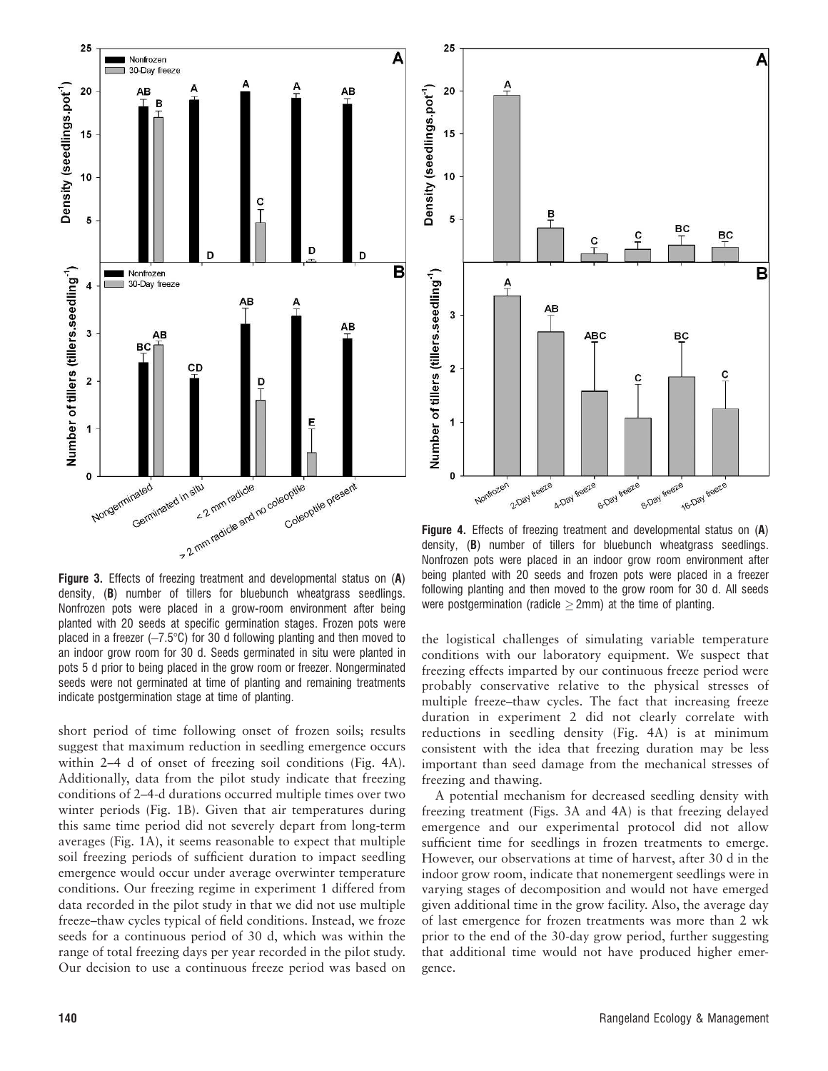**Figure 3.** Effects of freezing treatment and developmental status on (**A**) density, (**B**) number of tillers for bluebunch wheatgrass seedlings. Nonfrozen pots were placed in a grow-room environment after being planted with 20 seeds at specific germination stages. Frozen pots were placed in a freezer (–7.5°C) for 30 d following planting and then moved to an indoor grow room for 30 d. Seeds germinated in situ were planted in pots 5 d prior to being placed in the grow room or freezer. Nongerminated seeds were not germinated at time of planting and remaining treatments indicate postgermination stage at time of planting.

**Figure 4.** Effects of freezing treatment and developmental status on (**A**) density, (**B**) number of tillers for bluebunch wheatgrass seedlings. Nonfrozen pots were placed in an indoor grow room environment after being planted with 20 seeds and frozen pots were placed in a freezer following planting and then moved to the grow room for 30 d. All seeds were postgermination (radicle $\geq$ 2mm) at the time of planting.

short period of time following onset of frozen soils; results suggest that maximum reduction in seedling emergence occurs within 2–4 d of onset of freezing soil conditions (Fig. 4A). Additionally, data from the pilot study indicate that freezing conditions of 2–4-d durations occurred multiple times over two winter periods (Fig. 1B). Given that air temperatures during this same time period did not severely depart from long-term averages (Fig. 1A), it seems reasonable to expect that multiple soil freezing periods of sufficient duration to impact seedling emergence would occur under average overwinter temperature conditions. Our freezing regime in experiment 1 differed from data recorded in the pilot study in that we did not use multiple freeze–thaw cycles typical of field conditions. Instead, we froze seeds for a continuous period of 30 d, which was within the range of total freezing days per year recorded in the pilot study. Our decision to use a continuous freeze period was based on the logistical challenges of simulating variable temperature conditions with our laboratory equipment. We suspect that freezing effects imparted by our continuous freeze period were probably conservative relative to the physical stresses of multiple freeze–thaw cycles. The fact that increasing freeze duration in experiment 2 did not clearly correlate with reductions in seedling density (Fig. 4A) is at minimum consistent with the idea that freezing duration may be less important than seed damage from the mechanical stresses of freezing and thawing.

A potential mechanism for decreased seedling density with freezing treatment (Figs. 3A and 4A) is that freezing delayed emergence and our experimental protocol did not allow sufficient time for seedlings in frozen treatments to emerge. However, our observations at time of harvest, after 30 d in the indoor grow room, indicate that nonemergent seedlings were in varying stages of decomposition and would not have emerged given additional time in the grow facility. Also, the average day of last emergence for frozen treatments was more than 2 wk prior to the end of the 30-day grow period, further suggesting that additional time would not have produced higher emergence.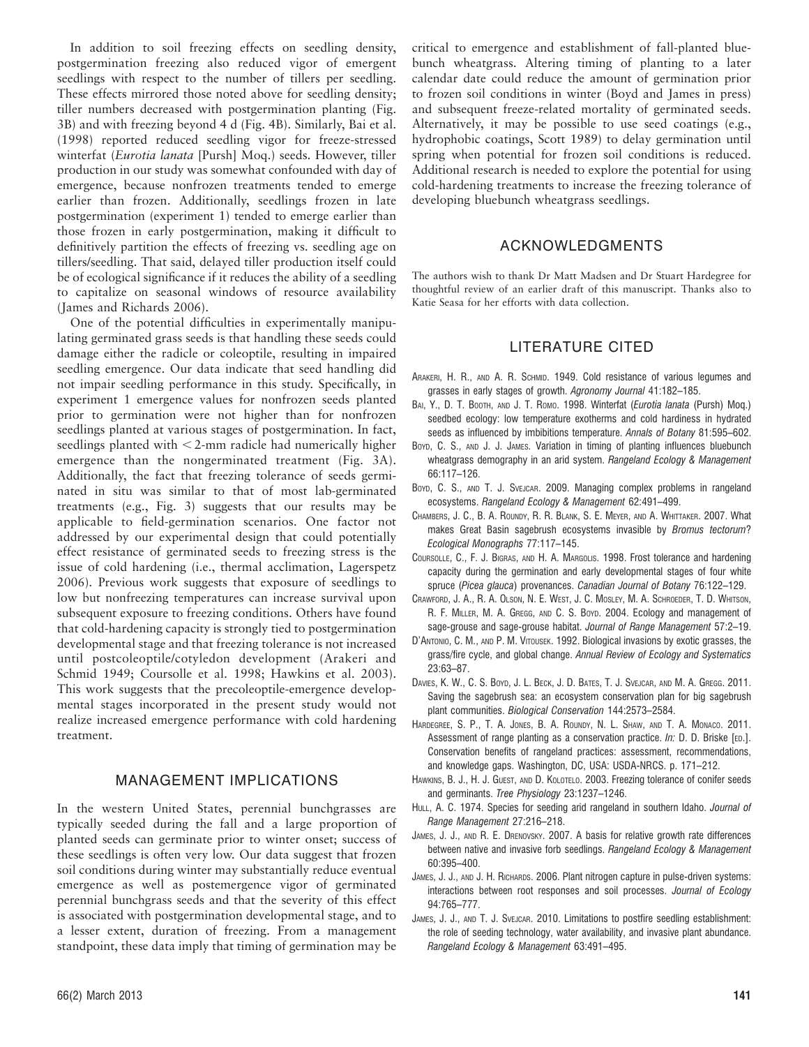In addition to soil freezing effects on seedling density, postgermination freezing also reduced vigor of emergent seedlings with respect to the number of tillers per seedling. These effects mirrored those noted above for seedling density; tiller numbers decreased with postgermination planting (Fig. 3B) and with freezing beyond 4 d (Fig. 4B). Similarly, Bai et al. (1998) reported reduced seedling vigor for freeze-stressed winterfat (*Eurotia lanata* [Pursh] Moq.) seeds. However, tiller production in our study was somewhat confounded with day of emergence, because nonfrozen treatments tended to emerge earlier than frozen. Additionally, seedlings frozen in late postgermination (experiment 1) tended to emerge earlier than those frozen in early postgermination, making it difficult to definitively partition the effects of freezing vs. seedling age on tillers/seedling. That said, delayed tiller production itself could be of ecological significance if it reduces the ability of a seedling to capitalize on seasonal windows of resource availability (James and Richards 2006).

One of the potential difficulties in experimentally manipulating germinated grass seeds is that handling these seeds could damage either the radicle or coleoptile, resulting in impaired seedling emergence. Our data indicate that seed handling did not impair seedling performance in this study. Specifically, in experiment 1 emergence values for nonfrozen seeds planted prior to germination were not higher than for nonfrozen seedlings planted at various stages of postgermination. In fact, seedlings planted with < 2-mm radicle had numerically higher emergence than the nongerminated treatment (Fig. 3A). Additionally, the fact that freezing tolerance of seeds germinated in situ was similar to that of most lab-germinated treatments (e.g., Fig. 3) suggests that our results may be applicable to field-germination scenarios. One factor not addressed by our experimental design that could potentially effect resistance of germinated seeds to freezing stress is the issue of cold hardening (i.e., thermal acclimation, Lagerspetz 2006). Previous work suggests that exposure of seedlings to low but nonfreezing temperatures can increase survival upon subsequent exposure to freezing conditions. Others have found that cold-hardening capacity is strongly tied to postgermination developmental stage and that freezing tolerance is not increased until postcoleoptile/cotyledon development (Arakeri and Schmid 1949; Coursolle et al. 1998; Hawkins et al. 2003). This work suggests that the precoleoptile-emergence developmental stages incorporated in the present study would not realize increased emergence performance with cold hardening treatment.

## MANAGEMENT IMPLICATIONS

In the western United States, perennial bunchgrasses are typically seeded during the fall and a large proportion of planted seeds can germinate prior to winter onset; success of these seedlings is often very low. Our data suggest that frozen soil conditions during winter may substantially reduce eventual emergence as well as postemergence vigor of germinated perennial bunchgrass seeds and that the severity of this effect is associated with postgermination developmental stage, and to a lesser extent, duration of freezing. From a management standpoint, these data imply that timing of germination may be critical to emergence and establishment of fall-planted bluebunch wheatgrass. Altering timing of planting to a later calendar date could reduce the amount of germination prior to frozen soil conditions in winter (Boyd and James in press) and subsequent freeze-related mortality of germinated seeds. Alternatively, it may be possible to use seed coatings (e.g., hydrophobic coatings, Scott 1989) to delay germination until spring when potential for frozen soil conditions is reduced. Additional research is needed to explore the potential for using cold-hardening treatments to increase the freezing tolerance of developing bluebunch wheatgrass seedlings.

## ACKNOWLEDGMENTS

The authors wish to thank Dr Matt Madsen and Dr Stuart Hardegree for thoughtful review of an earlier draft of this manuscript. Thanks also to Katie Seasa for her efforts with data collection.

## LITERATURE CITED

Arakeri, H. R., and A. R. Schmid. 1949. Cold resistance of various legumes and grasses in early stages of growth. *Agronomy Journal* 41:182–185.

Bai, Y., D. T. Booth, and J. T. Romo. 1998. Winterfat (*Eurotia lanata* (Pursh) Moq.) seedbed ecology: low temperature exotherms and cold hardiness in hydrated seeds as influenced by imbibitions temperature. *Annals of Botany* 81:595–602.

Boyd, C. S., and J. J. James. Variation in timing of planting influences bluebunch wheatgrass demography in an arid system. *Rangeland Ecology & Management* 66:117–126.

Boyd, C. S., and T. J. Svejcar. 2009. Managing complex problems in rangeland ecosystems. *Rangeland Ecology & Management* 62:491–499.

Chambers, J. C., B. A. Roundy, R. R. Blank, S. E. Meyer, and A. Whittaker. 2007. What makes Great Basin sagebrush ecosystems invasible by *Bromus tectorum*? *Ecological Monographs* 77:117–145.

Coursolle, C., F. J. Bigras, and H. A. Margolis. 1998. Frost tolerance and hardening capacity during the germination and early developmental stages of four white spruce (*Picea glauca*) provenances. *Canadian Journal of Botany* 76:122–129.

Crawford, J. A., R. A. Olson, N. E. West, J. C. Mosley, M. A. Schroeder, T. D. Whitson, R. F. Miller, M. A. Gregg, and C. S. Boyd. 2004. Ecology and management of sage-grouse and sage-grouse habitat. *Journal of Range Management* 57:2–19.

D'Antonio, C. M., and P. M. Vitousek. 1992. Biological invasions by exotic grasses, the grass/fire cycle, and global change. *Annual Review of Ecology and Systematics* 23:63–87.

Davies, K. W., C. S. Boyd, J. L. Beck, J. D. Bates, T. J. Svejcar, and M. A. Gregg. 2011. Saving the sagebrush sea: an ecosystem conservation plan for big sagebrush plant communities. *Biological Conservation* 144:2573–2584.

Hardegree, S. P., T. A. Jones, B. A. Roundy, N. L. Shaw, and T. A. Monaco. 2011. Assessment of range planting as a conservation practice. *In:* D. D. Briske [ed.]. Conservation benefits of rangeland practices: assessment, recommendations, and knowledge gaps. Washington, DC, USA: USDA-NRCS. p. 171–212.

Hawkins, B. J., H. J. Guest, and D. Kolotelo. 2003. Freezing tolerance of conifer seeds and germinants. *Tree Physiology* 23:1237–1246.

Hull, A. C. 1974. Species for seeding arid rangeland in southern Idaho. *Journal of Range Management* 27:216–218.

James, J. J., and R. E. Drenovsky. 2007. A basis for relative growth rate differences between native and invasive forb seedlings. *Rangeland Ecology & Management* 60:395–400.

James, J. J., and J. H. Richards. 2006. Plant nitrogen capture in pulse-driven systems: interactions between root responses and soil processes. *Journal of Ecology* 94:765–777.

James, J. J., and T. J. Svejcar. 2010. Limitations to postfire seedling establishment: the role of seeding technology, water availability, and invasive plant abundance. *Rangeland Ecology & Management* 63:491–495.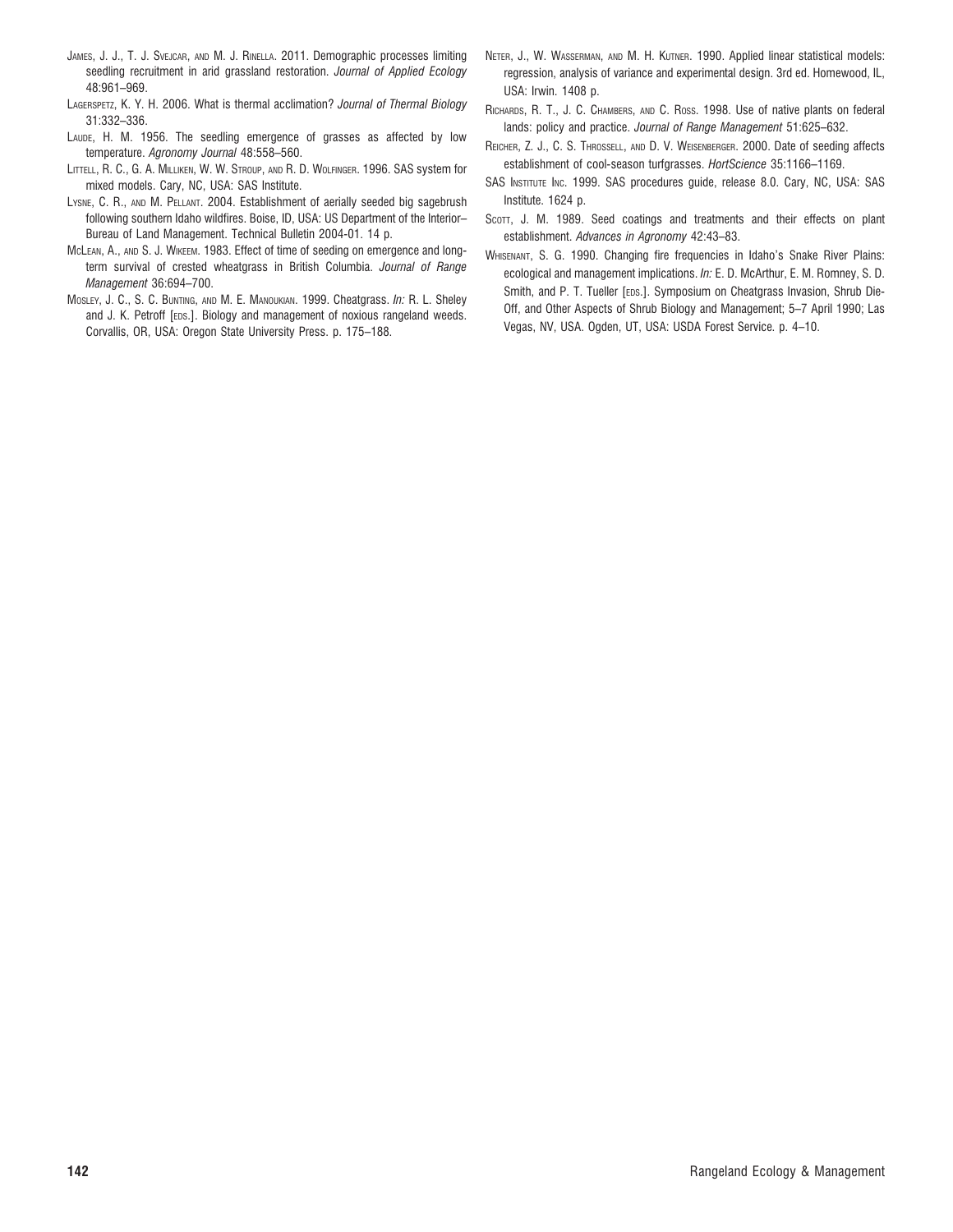JAMES, J. J., T. J. SVEJCAR, AND M. J. RINELLA. 2011. Demographic processes limiting seedling recruitment in arid grassland restoration. *Journal of Applied Ecology* 48:961–969.

LAGERSPETZ, K. Y. H. 2006. What is thermal acclimation? *Journal of Thermal Biology* 31:332–336.

LAUDE, H. M. 1956. The seedling emergence of grasses as affected by low temperature. *Agronomy Journal* 48:558–560.

LITTELL, R. C., G. A. MILLIKEN, W. W. STROUP, AND R. D. WOLFINGER. 1996. SAS system for mixed models. Cary, NC, USA: SAS Institute.

LYSNE, C. R., AND M. PELLANT. 2004. Establishment of aerially seeded big sagebrush following southern Idaho wildfires. Boise, ID, USA: US Department of the Interior–Bureau of Land Management. Technical Bulletin 2004-01. 14 p.

MCLEAN, A., AND S. J. WIKEEM. 1983. Effect of time of seeding on emergence and long-term survival of crested wheatgrass in British Columbia. *Journal of Range Management* 36:694–700.

MOSLEY, J. C., S. C. BUNTING, AND M. E. MANOUKIAN. 1999. Cheatgrass. *In:* R. L. Sheley and J. K. Petroff [EDS.]. Biology and management of noxious rangeland weeds. Corvallis, OR, USA: Oregon State University Press. p. 175–188.

NETER, J., W. WASSERMAN, AND M. H. KUTNER. 1990. Applied linear statistical models: regression, analysis of variance and experimental design. 3rd ed. Homewood, IL, USA: Irwin. 1408 p.

RICHARDS, R. T., J. C. CHAMBERS, AND C. ROSS. 1998. Use of native plants on federal lands: policy and practice. *Journal of Range Management* 51:625–632.

REICHER, Z. J., C. S. THROSSELL, AND D. V. WEISENBERGER. 2000. Date of seeding affects establishment of cool-season turfgrasses. *HortScience* 35:1166–1169.

SAS INSTITUTE INC. 1999. SAS procedures guide, release 8.0. Cary, NC, USA: SAS Institute. 1624 p.

SCOTT, J. M. 1989. Seed coatings and treatments and their effects on plant establishment. *Advances in Agronomy* 42:43–83.

WHISENANT, S. G. 1990. Changing fire frequencies in Idaho's Snake River Plains: ecological and management implications. *In:* E. D. McArthur, E. M. Romney, S. D. Smith, and P. T. Tueller [EDS.]. Symposium on Cheatgrass Invasion, Shrub Die-Off, and Other Aspects of Shrub Biology and Management; 5–7 April 1990; Las Vegas, NV, USA. Ogden, UT, USA: USDA Forest Service. p. 4–10.